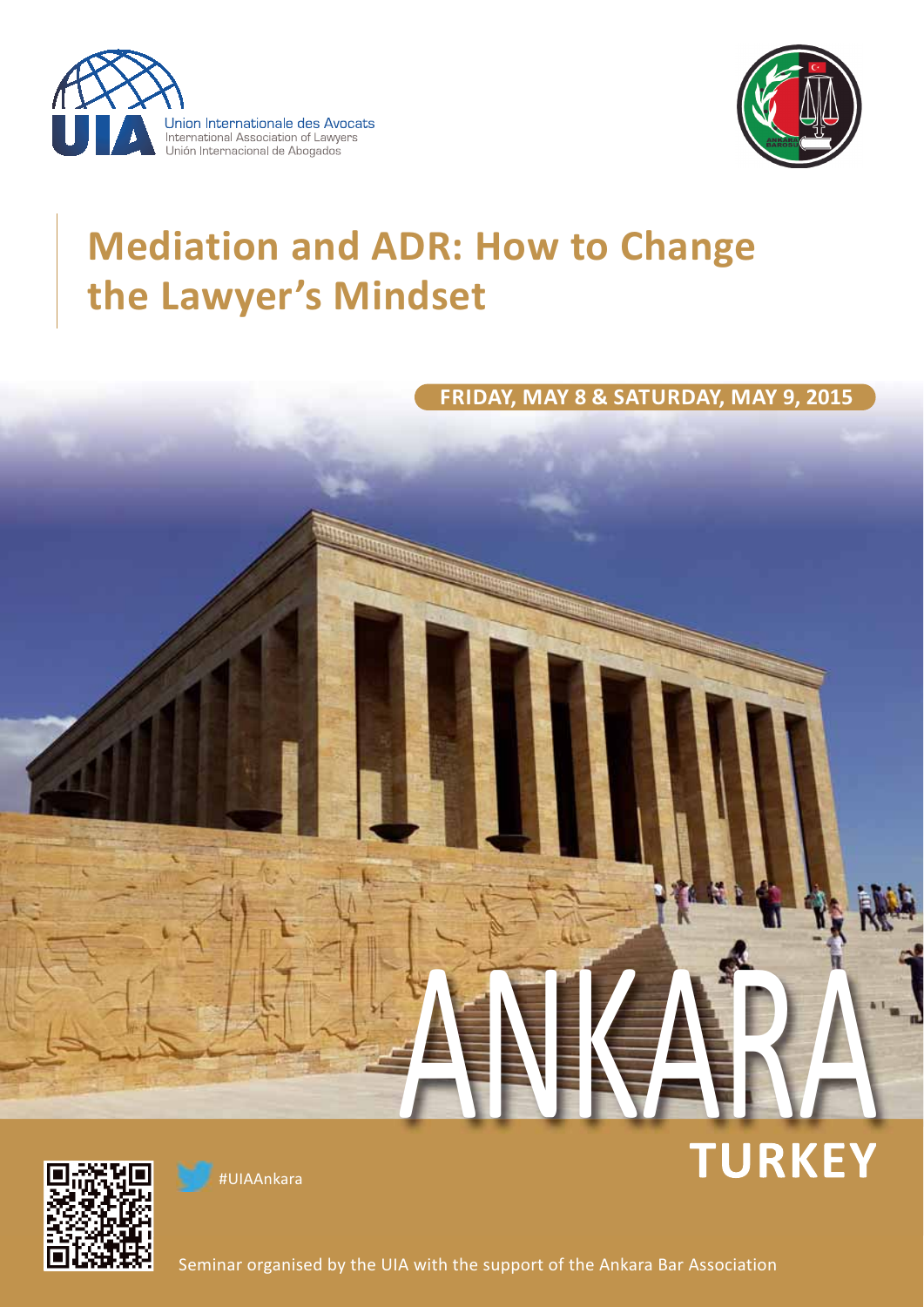Union Internationale des Avocats
International Association of Lawyers
Unión Internacional de Abogados

# Mediation and ADR: How to Change the Lawyer's Mindset

**FRIDAY, MAY 8 & SATURDAY, MAY 9, 2015**

ANKARA

**TURKEY**

#UIAAnkara

Seminar organised by the UIA with the support of the Ankara Bar Association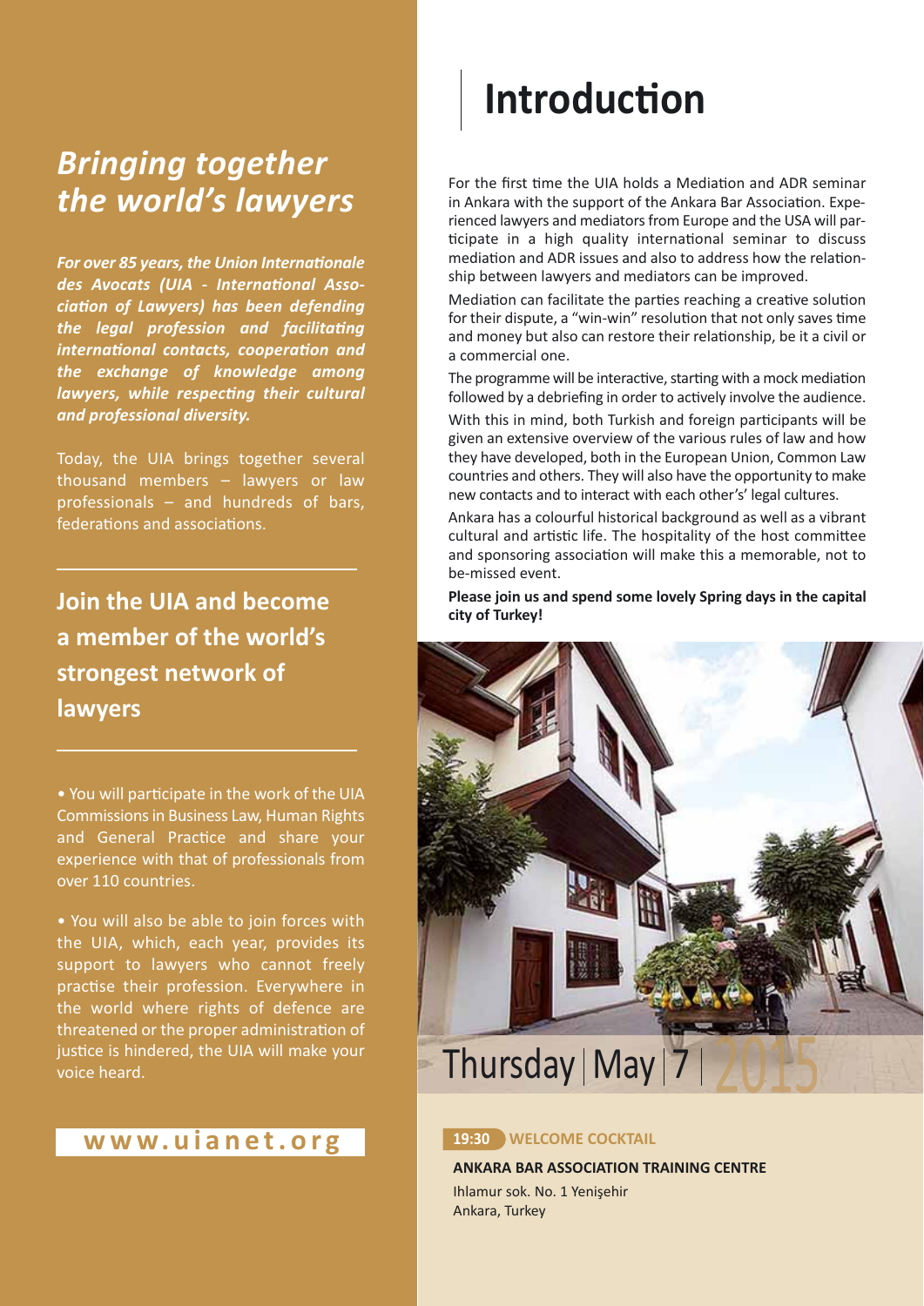## *Bringing together the world's lawyers*

***For over 85 years, the Union Internationale des Avocats (UIA - International Association of Lawyers) has been defending the legal profession and facilitating international contacts, cooperation and the exchange of knowledge among lawyers, while respecting their cultural and professional diversity.***

Today, the UIA brings together several thousand members – lawyers or law professionals – and hundreds of bars, federations and associations.

### Join the UIA and become a member of the world's strongest network of lawyers

- You will participate in the work of the UIA Commissions in Business Law, Human Rights and General Practice and share your experience with that of professionals from over 110 countries.

- You will also be able to join forces with the UIA, which, each year, provides its support to lawyers who cannot freely practise their profession. Everywhere in the world where rights of defence are threatened or the proper administration of justice is hindered, the UIA will make your voice heard.

**www.uianet.org**

# Introduction

For the first time the UIA holds a Mediation and ADR seminar in Ankara with the support of the Ankara Bar Association. Experienced lawyers and mediators from Europe and the USA will participate in a high quality international seminar to discuss mediation and ADR issues and also to address how the relationship between lawyers and mediators can be improved.

Mediation can facilitate the parties reaching a creative solution for their dispute, a "win-win" resolution that not only saves time and money but also can restore their relationship, be it a civil or a commercial one.

The programme will be interactive, starting with a mock mediation followed by a debriefing in order to actively involve the audience.

With this in mind, both Turkish and foreign participants will be given an extensive overview of the various rules of law and how they have developed, both in the European Union, Common Law countries and others. They will also have the opportunity to make new contacts and to interact with each other's' legal cultures.

Ankara has a colourful historical background as well as a vibrant cultural and artistic life. The hospitality of the host committee and sponsoring association will make this a memorable, not to be-missed event.

**Please join us and spend some lovely Spring days in the capital city of Turkey!**

## Thursday | May | 7 | 2015

**19:30** **WELCOME COCKTAIL**

**ANKARA BAR ASSOCIATION TRAINING CENTRE**

Ihlamur sok. No. 1 Yenişehir
Ankara, Turkey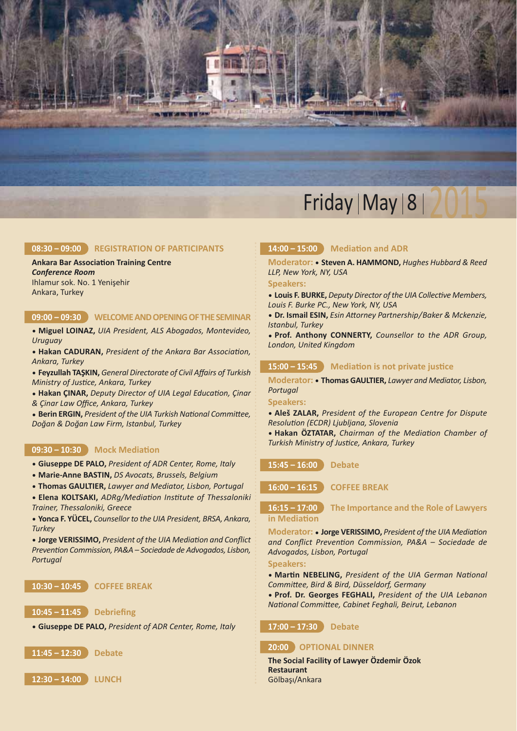# Friday | May | 8 | 2015

## 08:30 – 09:00 REGISTRATION OF PARTICIPANTS

**Ankara Bar Association Training Centre**
***Conference Room***
Ihlamur sok. No. 1 Yenişehir
Ankara, Turkey

## 09:00 – 09:30 WELCOME AND OPENING OF THE SEMINAR

- **Miguel LOINAZ,** *UIA President, ALS Abogados, Montevideo, Uruguay*
- **Hakan CADURAN,** *President of the Ankara Bar Association, Ankara, Turkey*
- **Feyzullah TAŞKIN,** *General Directorate of Civil Affairs of Turkish Ministry of Justice, Ankara, Turkey*
- **Hakan ÇINAR,** *Deputy Director of UIA Legal Education, Çinar & Çinar Law Office, Ankara, Turkey*
- **Berin ERGIN,** *President of the UIA Turkish National Committee, Doğan & Doğan Law Firm, Istanbul, Turkey*

## 09:30 – 10:30 Mock Mediation

- **Giuseppe DE PALO,** *President of ADR Center, Rome, Italy*
- **Marie-Anne BASTIN,** *DS Avocats, Brussels, Belgium*
- **Thomas GAULTIER,** *Lawyer and Mediator, Lisbon, Portugal*
- **Elena KOLTSAKI,** *ADRg/Mediation Institute of Thessaloniki Trainer, Thessaloniki, Greece*
- **Yonca F. YÜCEL,** *Counsellor to the UIA President, BRSA, Ankara, Turkey*
- **Jorge VERISSIMO,** *President of the UIA Mediation and Conflict Prevention Commission, PA&A – Sociedade de Advogados, Lisbon, Portugal*

## 10:30 – 10:45 COFFEE BREAK

## 10:45 – 11:45 Debriefing

- **Giuseppe DE PALO,** *President of ADR Center, Rome, Italy*

## 11:45 – 12:30 Debate

## 12:30 – 14:00 LUNCH

## 14:00 – 15:00 Mediation and ADR

**Moderator:** • **Steven A. HAMMOND,** *Hughes Hubbard & Reed LLP, New York, NY, USA*

**Speakers:**

- **Louis F. BURKE,** *Deputy Director of the UIA Collective Members, Louis F. Burke PC., New York, NY, USA*
- **Dr. Ismail ESIN,** *Esin Attorney Partnership/Baker & Mckenzie, Istanbul, Turkey*
- **Prof. Anthony CONNERTY,** *Counsellor to the ADR Group, London, United Kingdom*

## 15:00 – 15:45 Mediation is not private justice

**Moderator:** • **Thomas GAULTIER,** *Lawyer and Mediator, Lisbon, Portugal*

**Speakers:**

- **Aleš ZALAR,** *President of the European Centre for Dispute Resolution (ECDR) Ljubljana, Slovenia*
- **Hakan ÖZTATAR,** *Chairman of the Mediation Chamber of Turkish Ministry of Justice, Ankara, Turkey*

## 15:45 – 16:00 Debate

## 16:00 – 16:15 COFFEE BREAK

## 16:15 – 17:00 The Importance and the Role of Lawyers in Mediation

**Moderator:** • **Jorge VERISSIMO,** *President of the UIA Mediation and Conflict Prevention Commission, PA&A – Sociedade de Advogados, Lisbon, Portugal*

**Speakers:**

- **Martin NEBELING,** *President of the UIA German National Committee, Bird & Bird, Düsseldorf, Germany*
- **Prof. Dr. Georges FEGHALI,** *President of the UIA Lebanon National Committee, Cabinet Feghali, Beirut, Lebanon*

## 17:00 – 17:30 Debate

## 20:00 OPTIONAL DINNER

**The Social Facility of Lawyer Özdemir Özok Restaurant**
Gölbaşı/Ankara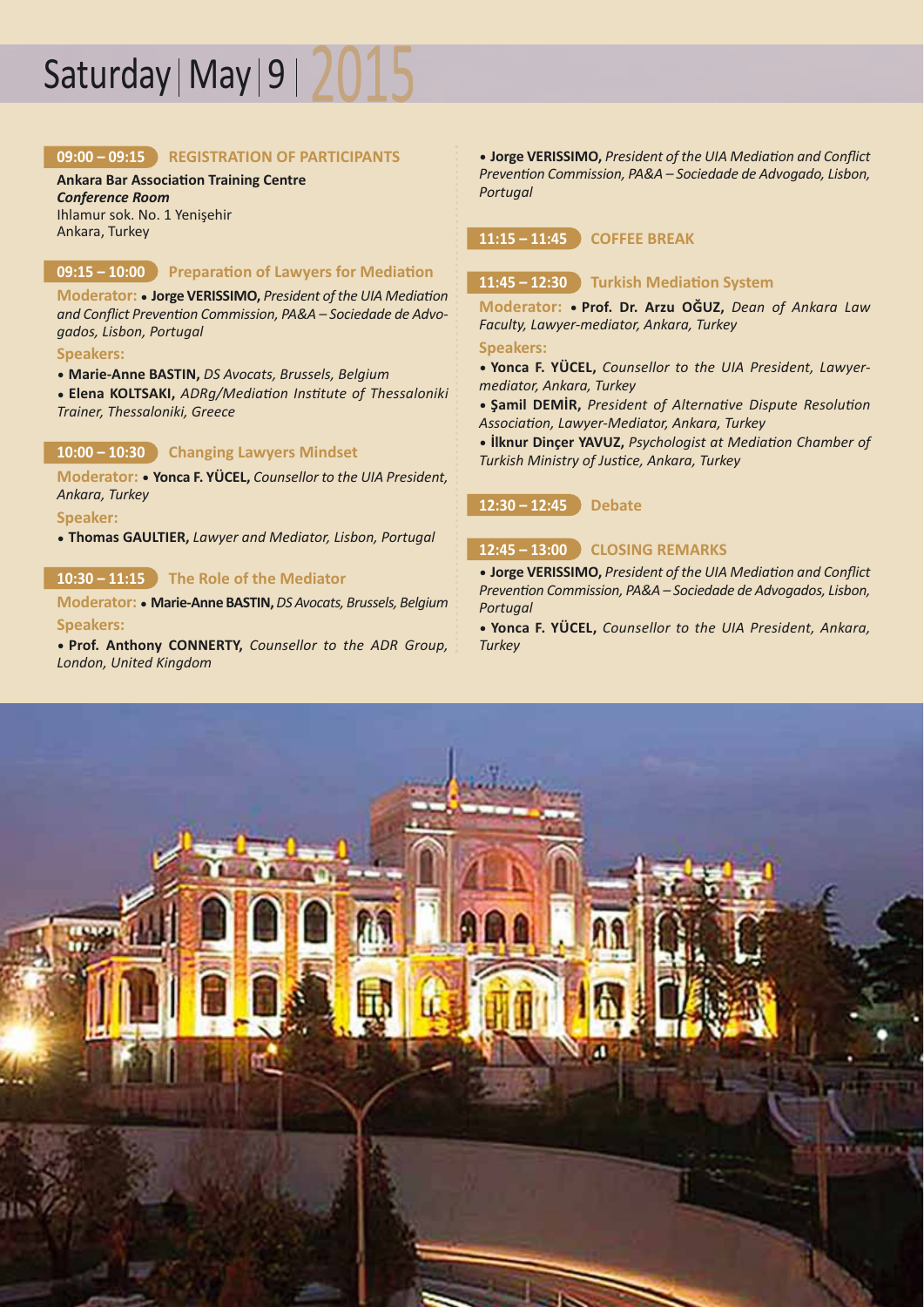# Saturday | May | 9 | 2015

**09:00 – 09:15** **REGISTRATION OF PARTICIPANTS**

**Ankara Bar Association Training Centre**
***Conference Room***
Ihlamur sok. No. 1 Yenişehir
Ankara, Turkey

**09:15 – 10:00** **Preparation of Lawyers for Mediation**

**Moderator:** • **Jorge VERISSIMO,** *President of the UIA Mediation and Conflict Prevention Commission, PA&A – Sociedade de Advogados, Lisbon, Portugal*

**Speakers:**

- **Marie-Anne BASTIN,** *DS Avocats, Brussels, Belgium*
- **Elena KOLTSAKI,** *ADRg/Mediation Institute of Thessaloniki Trainer, Thessaloniki, Greece*

**10:00 – 10:30** **Changing Lawyers Mindset**

**Moderator:** • **Yonca F. YÜCEL,** *Counsellor to the UIA President, Ankara, Turkey*

**Speaker:**

- **Thomas GAULTIER,** *Lawyer and Mediator, Lisbon, Portugal*

**10:30 – 11:15** **The Role of the Mediator**

**Moderator:** • **Marie-Anne BASTIN,** *DS Avocats, Brussels, Belgium*

**Speakers:**

- **Prof. Anthony CONNERTY,** *Counsellor to the ADR Group, London, United Kingdom*
- **Jorge VERISSIMO,** *President of the UIA Mediation and Conflict Prevention Commission, PA&A – Sociedade de Advogado, Lisbon, Portugal*

**11:15 – 11:45** **COFFEE BREAK**

**11:45 – 12:30** **Turkish Mediation System**

**Moderator:** • **Prof. Dr. Arzu OĞUZ,** *Dean of Ankara Law Faculty, Lawyer-mediator, Ankara, Turkey*

**Speakers:**

- **Yonca F. YÜCEL,** *Counsellor to the UIA President, Lawyer-mediator, Ankara, Turkey*
- **Şamil DEMİR,** *President of Alternative Dispute Resolution Association, Lawyer-Mediator, Ankara, Turkey*
- **İlknur Dinçer YAVUZ,** *Psychologist at Mediation Chamber of Turkish Ministry of Justice, Ankara, Turkey*

**12:30 – 12:45** **Debate**

**12:45 – 13:00** **CLOSING REMARKS**

- **Jorge VERISSIMO,** *President of the UIA Mediation and Conflict Prevention Commission, PA&A – Sociedade de Advogados, Lisbon, Portugal*
- **Yonca F. YÜCEL,** *Counsellor to the UIA President, Ankara, Turkey*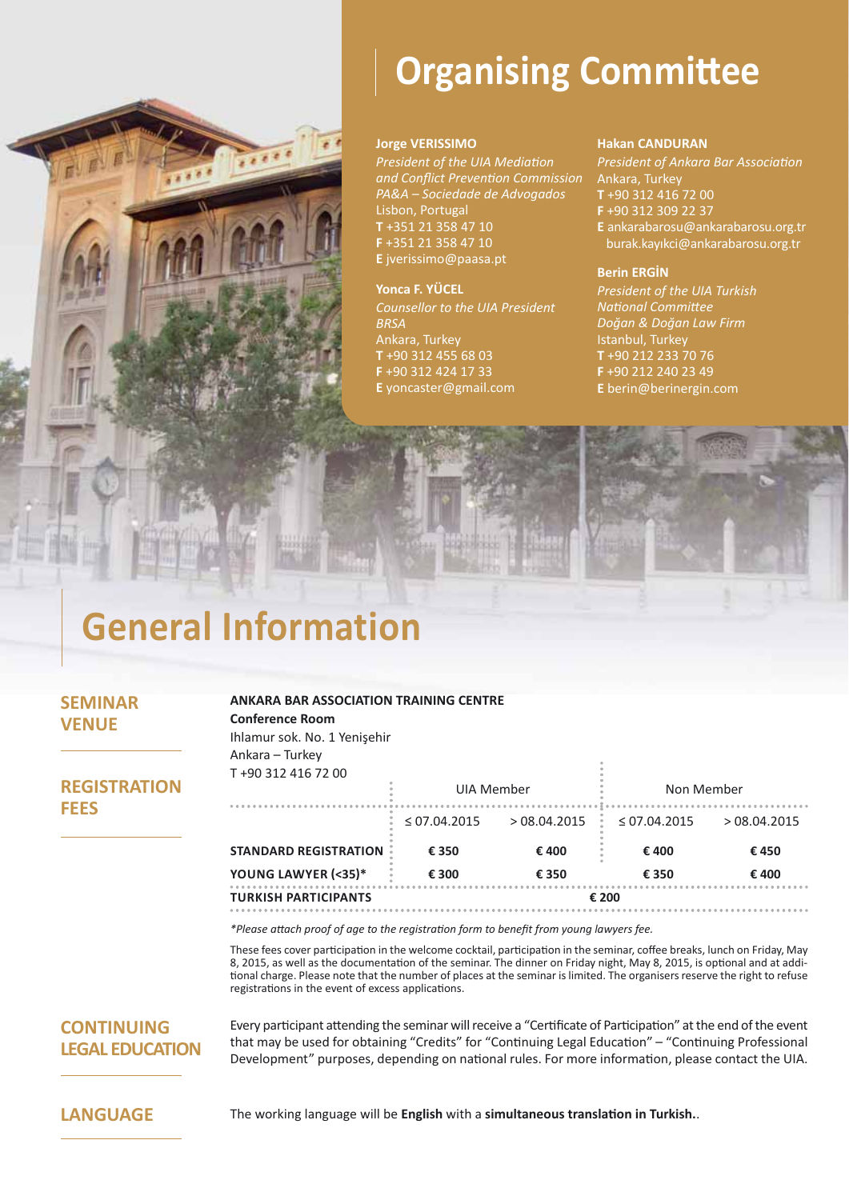# Organising Committee

**Jorge VERISSIMO**
*President of the UIA Mediation and Conflict Prevention Commission*
*PA&A – Sociedade de Advogados*
Lisbon, Portugal
**T** +351 21 358 47 10
**F** +351 21 358 47 10
**E** jverissimo@paasa.pt

**Yonca F. YÜCEL**
*Counsellor to the UIA President*
*BRSA*
Ankara, Turkey
**T** +90 312 455 68 03
**F** +90 312 424 17 33
**E** yoncaster@gmail.com

**Hakan CANDURAN**
*President of Ankara Bar Association*
Ankara, Turkey
**T** +90 312 416 72 00
**F** +90 312 309 22 37
**E** ankarabarosu@ankarabarosu.org.tr
burak.kayıkci@ankarabarosu.org.tr

**Berin ERGİN**
*President of the UIA Turkish National Committee*
*Doğan & Doğan Law Firm*
Istanbul, Turkey
**T** +90 212 233 70 76
**F** +90 212 240 23 49
**E** berin@berinergin.com

# General Information

## SEMINAR VENUE

**ANKARA BAR ASSOCIATION TRAINING CENTRE**
**Conference Room**
Ihlamur sok. No. 1 Yenişehir
Ankara – Turkey
T +90 312 416 72 00

## REGISTRATION FEES

| | UIA Member | | Non Member | |
|---|---|---|---|---|
| | ≤ 07.04.2015 | > 08.04.2015 | ≤ 07.04.2015 | > 08.04.2015 |
| **STANDARD REGISTRATION** | **€ 350** | **€ 400** | **€ 400** | **€ 450** |
| **YOUNG LAWYER (<35)*** | **€ 300** | **€ 350** | **€ 350** | **€ 400** |
| **TURKISH PARTICIPANTS** | **€ 200** | | | |

*\*Please attach proof of age to the registration form to benefit from young lawyers fee.*

These fees cover participation in the welcome cocktail, participation in the seminar, coffee breaks, lunch on Friday, May 8, 2015, as well as the documentation of the seminar. The dinner on Friday night, May 8, 2015, is optional and at additional charge. Please note that the number of places at the seminar is limited. The organisers reserve the right to refuse registrations in the event of excess applications.

## CONTINUING LEGAL EDUCATION

Every participant attending the seminar will receive a "Certificate of Participation" at the end of the event that may be used for obtaining "Credits" for "Continuing Legal Education" – "Continuing Professional Development" purposes, depending on national rules. For more information, please contact the UIA.

## LANGUAGE

The working language will be **English** with a **simultaneous translation in Turkish.**.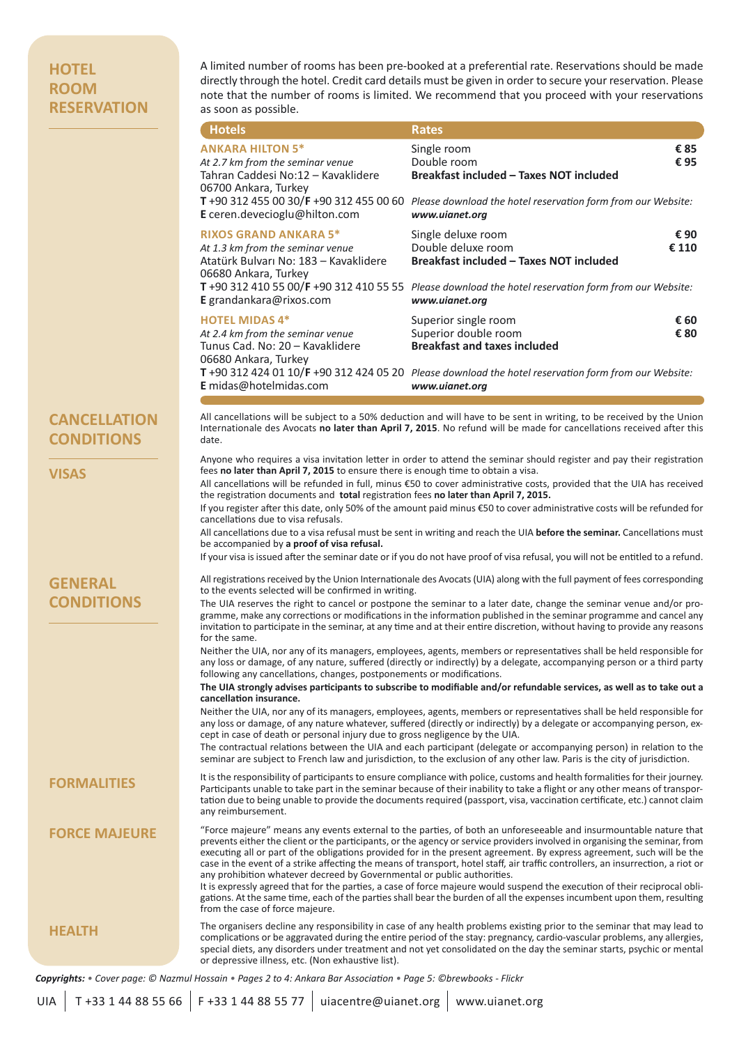## HOTEL ROOM RESERVATION

A limited number of rooms has been pre-booked at a preferential rate. Reservations should be made directly through the hotel. Credit card details must be given in order to secure your reservation. Please note that the number of rooms is limited. We recommend that you proceed with your reservations as soon as possible.

| Hotels | Rates | |
|---|---|---|
| **ANKARA HILTON 5***<br>*At 2.7 km from the seminar venue*<br>Tahran Caddesi No:12 – Kavaklidere<br>06700 Ankara, Turkey<br>**T** +90 312 455 00 30/**F** +90 312 455 00 60<br>**E** ceren.devecioglu@hilton.com | Single room<br>Double room<br>**Breakfast included – Taxes NOT included**<br>*Please download the hotel reservation form from our Website:* ***www.uianet.org*** | **€ 85**<br>**€ 95** |
| **RIXOS GRAND ANKARA 5***<br>*At 1.3 km from the seminar venue*<br>Atatürk Bulvarı No: 183 – Kavaklidere<br>06680 Ankara, Turkey<br>**T** +90 312 410 55 00/**F** +90 312 410 55 55<br>**E** grandankara@rixos.com | Single deluxe room<br>Double deluxe room<br>**Breakfast included – Taxes NOT included**<br>*Please download the hotel reservation form from our Website:* ***www.uianet.org*** | **€ 90**<br>**€ 110** |
| **HOTEL MIDAS 4***<br>*At 2.4 km from the seminar venue*<br>Tunus Cad. No: 20 – Kavaklidere<br>06680 Ankara, Turkey<br>**T** +90 312 424 01 10/**F** +90 312 424 05 20<br>**E** midas@hotelmidas.com | Superior single room<br>Superior double room<br>**Breakfast and taxes included**<br>*Please download the hotel reservation form from our Website:* ***www.uianet.org*** | **€ 60**<br>**€ 80** |

## CANCELLATION CONDITIONS

All cancellations will be subject to a 50% deduction and will have to be sent in writing, to be received by the Union Internationale des Avocats **no later than April 7, 2015**. No refund will be made for cancellations received after this date.

## VISAS

Anyone who requires a visa invitation letter in order to attend the seminar should register and pay their registration fees **no later than April 7, 2015** to ensure there is enough time to obtain a visa.

All cancellations will be refunded in full, minus €50 to cover administrative costs, provided that the UIA has received the registration documents and **total** registration fees **no later than April 7, 2015.**

If you register after this date, only 50% of the amount paid minus €50 to cover administrative costs will be refunded for cancellations due to visa refusals.

All cancellations due to a visa refusal must be sent in writing and reach the UIA **before the seminar.** Cancellations must be accompanied by **a proof of visa refusal.**

If your visa is issued after the seminar date or if you do not have proof of visa refusal, you will not be entitled to a refund.

## GENERAL CONDITIONS

All registrations received by the Union Internationale des Avocats (UIA) along with the full payment of fees corresponding to the events selected will be confirmed in writing.

The UIA reserves the right to cancel or postpone the seminar to a later date, change the seminar venue and/or programme, make any corrections or modifications in the information published in the seminar programme and cancel any invitation to participate in the seminar, at any time and at their entire discretion, without having to provide any reasons for the same.

Neither the UIA, nor any of its managers, employees, agents, members or representatives shall be held responsible for any loss or damage, of any nature, suffered (directly or indirectly) by a delegate, accompanying person or a third party following any cancellations, changes, postponements or modifications.

**The UIA strongly advises participants to subscribe to modifiable and/or refundable services, as well as to take out a cancellation insurance.**

Neither the UIA, nor any of its managers, employees, agents, members or representatives shall be held responsible for any loss or damage, of any nature whatever, suffered (directly or indirectly) by a delegate or accompanying person, except in case of death or personal injury due to gross negligence by the UIA.

The contractual relations between the UIA and each participant (delegate or accompanying person) in relation to the seminar are subject to French law and jurisdiction, to the exclusion of any other law. Paris is the city of jurisdiction.

## FORMALITIES

It is the responsibility of participants to ensure compliance with police, customs and health formalities for their journey. Participants unable to take part in the seminar because of their inability to take a flight or any other means of transportation due to being unable to provide the documents required (passport, visa, vaccination certificate, etc.) cannot claim any reimbursement.

## FORCE MAJEURE

"Force majeure" means any events external to the parties, of both an unforeseeable and insurmountable nature that prevents either the client or the participants, or the agency or service providers involved in organising the seminar, from executing all or part of the obligations provided for in the present agreement. By express agreement, such will be the case in the event of a strike affecting the means of transport, hotel staff, air traffic controllers, an insurrection, a riot or any prohibition whatever decreed by Governmental or public authorities.

It is expressly agreed that for the parties, a case of force majeure would suspend the execution of their reciprocal obligations. At the same time, each of the parties shall bear the burden of all the expenses incumbent upon them, resulting from the case of force majeure.

## HEALTH

The organisers decline any responsibility in case of any health problems existing prior to the seminar that may lead to complications or be aggravated during the entire period of the stay: pregnancy, cardio-vascular problems, any allergies, special diets, any disorders under treatment and not yet consolidated on the day the seminar starts, psychic or mental or depressive illness, etc. (Non exhaustive list).

***Copyrights:*** *• Cover page: © Nazmul Hossain • Pages 2 to 4: Ankara Bar Association • Page 5: ©brewbooks - Flickr*

UIA | T +33 1 44 88 55 66 | F +33 1 44 88 55 77 | uiacentre@uianet.org | www.uianet.org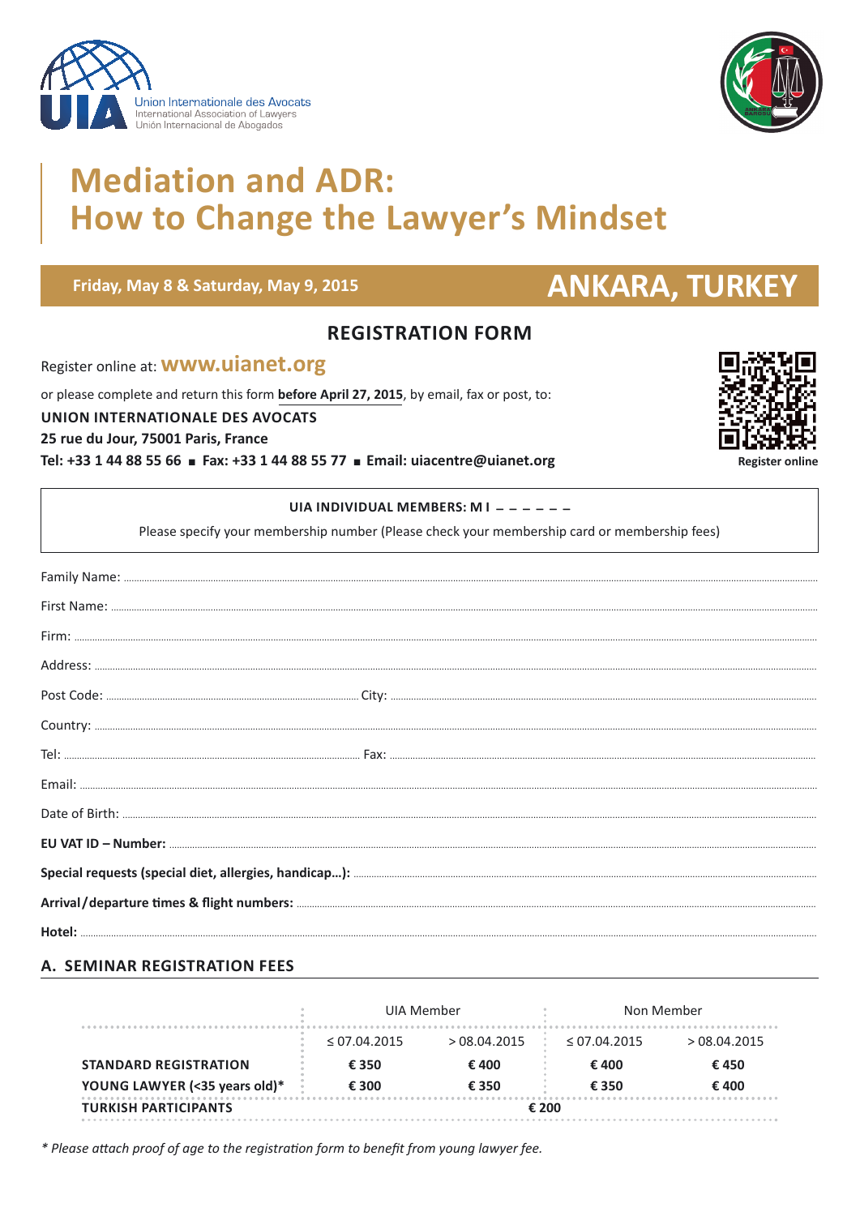Union Internationale des Avocats
International Association of Lawyers
Unión Internacional de Abogados

# Mediation and ADR: How to Change the Lawyer's Mindset

**Friday, May 8 & Saturday, May 9, 2015** **ANKARA, TURKEY**

## REGISTRATION FORM

Register online at: **www.uianet.org**

or please complete and return this form **before April 27, 2015**, by email, fax or post, to:

**UNION INTERNATIONALE DES AVOCATS**
**25 rue du Jour, 75001 Paris, France**
**Tel: +33 1 44 88 55 66 ■ Fax: +33 1 44 88 55 77 ■ Email: uiacentre@uianet.org**

**Register online**

**UIA INDIVIDUAL MEMBERS: M I _ _ _ _ _ _**

Please specify your membership number (Please check your membership card or membership fees)

Family Name: ..........

First Name: ..........

Firm: ..........

Address: ..........

Post Code: .......... City: ..........

Country: ..........

Tel: .......... Fax: ..........

Email: ..........

Date of Birth: ..........

**EU VAT ID – Number:** ..........

**Special requests (special diet, allergies, handicap…):** ..........

**Arrival/departure times & flight numbers:** ..........

**Hotel:** ..........

## A. SEMINAR REGISTRATION FEES

| | UIA Member | | Non Member | |
|---|---|---|---|---|
| | ≤ 07.04.2015 | > 08.04.2015 | ≤ 07.04.2015 | > 08.04.2015 |
| **STANDARD REGISTRATION** | **€ 350** | **€ 400** | **€ 400** | **€ 450** |
| **YOUNG LAWYER (<35 years old)*** | **€ 300** | **€ 350** | **€ 350** | **€ 400** |
| **TURKISH PARTICIPANTS** | **€ 200** | | | |

*\* Please attach proof of age to the registration form to benefit from young lawyer fee.*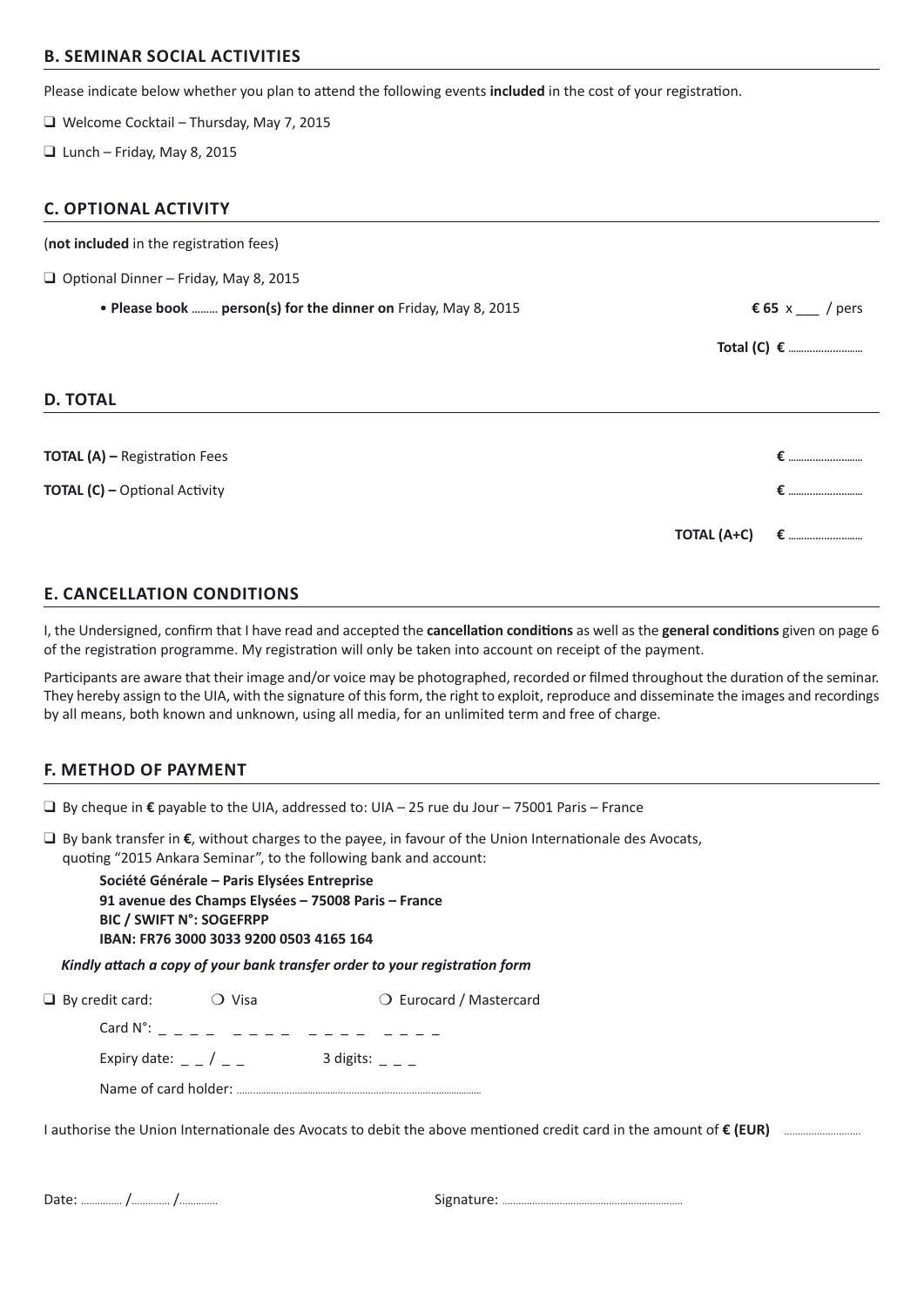## B. SEMINAR SOCIAL ACTIVITIES

Please indicate below whether you plan to attend the following events **included** in the cost of your registration.

❑ Welcome Cocktail – Thursday, May 7, 2015

❑ Lunch – Friday, May 8, 2015

## C. OPTIONAL ACTIVITY

(**not included** in the registration fees)

❑ Optional Dinner – Friday, May 8, 2015

- **Please book** ......... **person(s) for the dinner on** Friday, May 8, 2015 — **€ 65** x ___ / pers

**Total (C) €** ..........................

## D. TOTAL

**TOTAL (A) –** Registration Fees — **€** ..........................

**TOTAL (C) –** Optional Activity — **€** ..........................

**TOTAL (A+C)** **€** ..........................

## E. CANCELLATION CONDITIONS

I, the Undersigned, confirm that I have read and accepted the **cancellation conditions** as well as the **general conditions** given on page 6 of the registration programme. My registration will only be taken into account on receipt of the payment.

Participants are aware that their image and/or voice may be photographed, recorded or filmed throughout the duration of the seminar. They hereby assign to the UIA, with the signature of this form, the right to exploit, reproduce and disseminate the images and recordings by all means, both known and unknown, using all media, for an unlimited term and free of charge.

## F. METHOD OF PAYMENT

❑ By cheque in **€** payable to the UIA, addressed to: UIA – 25 rue du Jour – 75001 Paris – France

❑ By bank transfer in **€**, without charges to the payee, in favour of the Union Internationale des Avocats, quoting "2015 Ankara Seminar", to the following bank and account:

**Société Générale – Paris Elysées Entreprise**
**91 avenue des Champs Elysées – 75008 Paris – France**
**BIC / SWIFT N°: SOGEFRPP**
**IBAN: FR76 3000 3033 9200 0503 4165 164**

***Kindly attach a copy of your bank transfer order to your registration form***

❑ By credit card: ❍ Visa ❍ Eurocard / Mastercard

Card N°: _ _ _ _ _ _ _ _ _ _ _ _ _ _ _ _

Expiry date: _ _ / _ _ 3 digits: _ _ _

Name of card holder: ..........................................................................................

I authorise the Union Internationale des Avocats to debit the above mentioned credit card in the amount of **€ (EUR)** ............................

Date: ............... /............. /............. Signature: ..................................................................